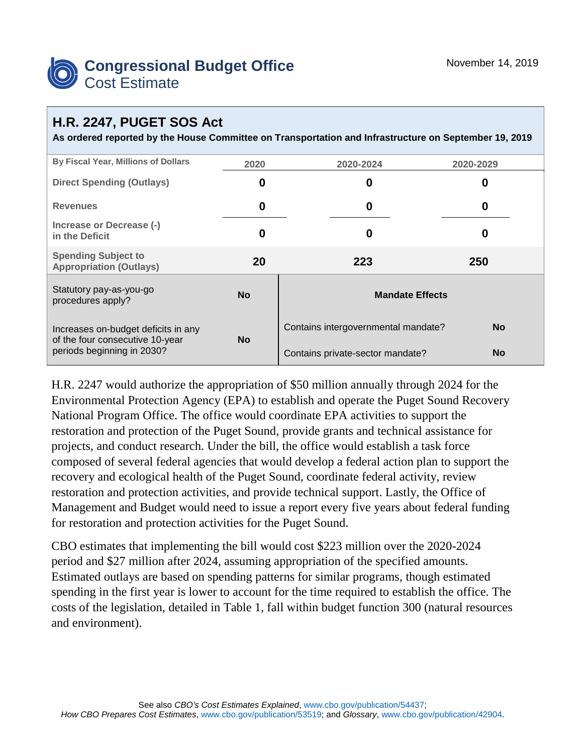# Congressional Budget Office
## Cost Estimate

November 14, 2019

## H.R. 2247, PUGET SOS Act

**As ordered reported by the House Committee on Transportation and Infrastructure on September 19, 2019**

| By Fiscal Year, Millions of Dollars | 2020 | 2020-2024 | 2020-2029 |
|---|---|---|---|
| Direct Spending (Outlays) | 0 | 0 | 0 |
| Revenues | 0 | 0 | 0 |
| Increase or Decrease (-) in the Deficit | 0 | 0 | 0 |
| Spending Subject to Appropriation (Outlays) | 20 | 223 | 250 |

| | | Mandate Effects | |
|---|---|---|---|
| Statutory pay-as-you-go procedures apply? | No | Contains intergovernmental mandate? | No |
| Increases on-budget deficits in any of the four consecutive 10-year periods beginning in 2030? | No | Contains private-sector mandate? | No |

H.R. 2247 would authorize the appropriation of $50 million annually through 2024 for the Environmental Protection Agency (EPA) to establish and operate the Puget Sound Recovery National Program Office. The office would coordinate EPA activities to support the restoration and protection of the Puget Sound, provide grants and technical assistance for projects, and conduct research. Under the bill, the office would establish a task force composed of several federal agencies that would develop a federal action plan to support the recovery and ecological health of the Puget Sound, coordinate federal activity, review restoration and protection activities, and provide technical support. Lastly, the Office of Management and Budget would need to issue a report every five years about federal funding for restoration and protection activities for the Puget Sound.

CBO estimates that implementing the bill would cost $223 million over the 2020-2024 period and $27 million after 2024, assuming appropriation of the specified amounts. Estimated outlays are based on spending patterns for similar programs, though estimated spending in the first year is lower to account for the time required to establish the office. The costs of the legislation, detailed in Table 1, fall within budget function 300 (natural resources and environment).

See also *CBO's Cost Estimates Explained*, www.cbo.gov/publication/54437; *How CBO Prepares Cost Estimates*, www.cbo.gov/publication/53519; and *Glossary*, www.cbo.gov/publication/42904.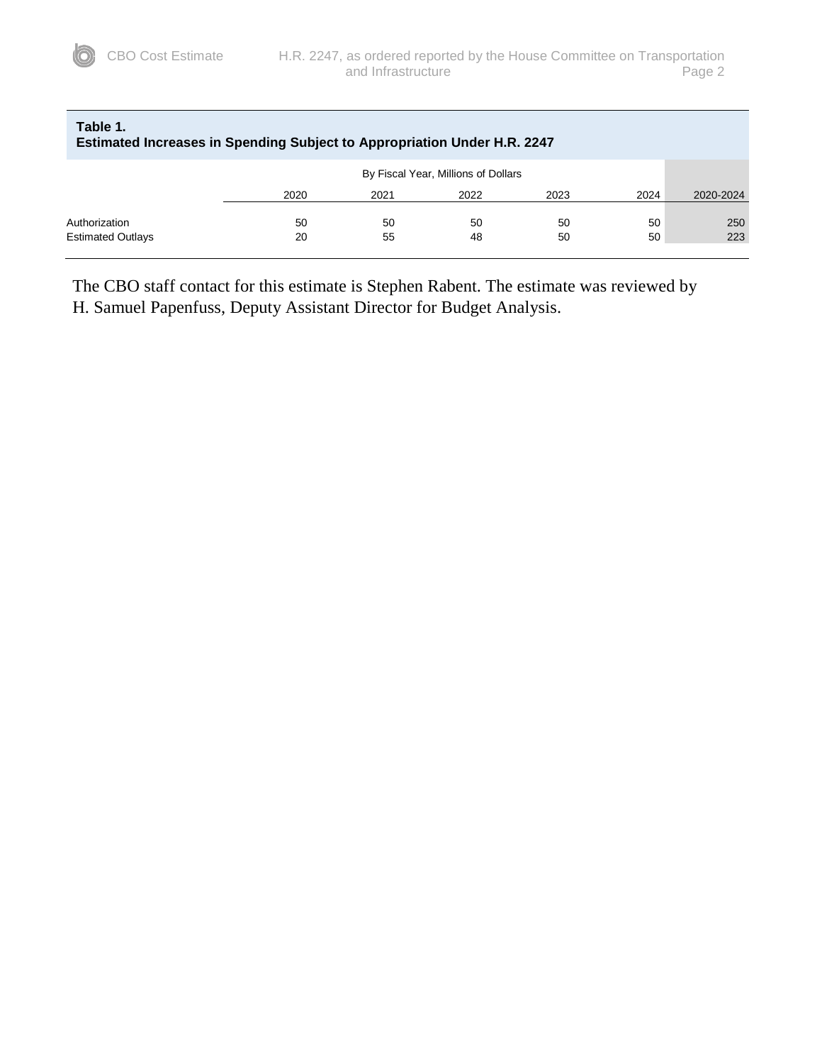**Table 1.**
**Estimated Increases in Spending Subject to Appropriation Under H.R. 2247**

| | By Fiscal Year, Millions of Dollars | | | | | |
|---|---|---|---|---|---|---|
| | 2020 | 2021 | 2022 | 2023 | 2024 | 2020-2024 |
| Authorization | 50 | 50 | 50 | 50 | 50 | 250 |
| Estimated Outlays | 20 | 55 | 48 | 50 | 50 | 223 |

The CBO staff contact for this estimate is Stephen Rabent. The estimate was reviewed by H. Samuel Papenfuss, Deputy Assistant Director for Budget Analysis.